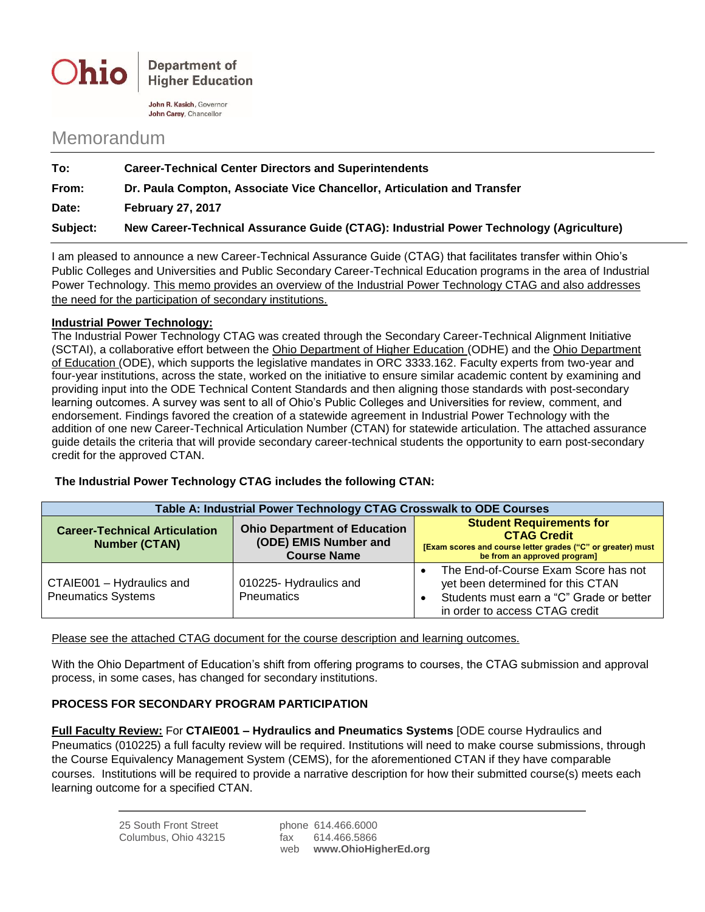**Ohio** | Department of Higher Education

**John R. Kasich**, Governor
**John Carey**, Chancellor

# Memorandum

**To:** **Career-Technical Center Directors and Superintendents**

**From:** **Dr. Paula Compton, Associate Vice Chancellor, Articulation and Transfer**

**Date:** **February 27, 2017**

**Subject:** **New Career-Technical Assurance Guide (CTAG): Industrial Power Technology (Agriculture)**

I am pleased to announce a new Career-Technical Assurance Guide (CTAG) that facilitates transfer within Ohio's Public Colleges and Universities and Public Secondary Career-Technical Education programs in the area of Industrial Power Technology. This memo provides an overview of the Industrial Power Technology CTAG and also addresses the need for the participation of secondary institutions.

**Industrial Power Technology:**

The Industrial Power Technology CTAG was created through the Secondary Career-Technical Alignment Initiative (SCTAI), a collaborative effort between the Ohio Department of Higher Education (ODHE) and the Ohio Department of Education (ODE), which supports the legislative mandates in ORC 3333.162. Faculty experts from two-year and four-year institutions, across the state, worked on the initiative to ensure similar academic content by examining and providing input into the ODE Technical Content Standards and then aligning those standards with post-secondary learning outcomes. A survey was sent to all of Ohio's Public Colleges and Universities for review, comment, and endorsement. Findings favored the creation of a statewide agreement in Industrial Power Technology with the addition of one new Career-Technical Articulation Number (CTAN) for statewide articulation. The attached assurance guide details the criteria that will provide secondary career-technical students the opportunity to earn post-secondary credit for the approved CTAN.

**The Industrial Power Technology CTAG includes the following CTAN:**

**Table A: Industrial Power Technology CTAG Crosswalk to ODE Courses**

| Career-Technical Articulation Number (CTAN) | Ohio Department of Education (ODE) EMIS Number and Course Name | Student Requirements for CTAG Credit [Exam scores and course letter grades ("C" or greater) must be from an approved program] |
|---|---|---|
| CTAIE001 – Hydraulics and Pneumatics Systems | 010225- Hydraulics and Pneumatics | • The End-of-Course Exam Score has not yet been determined for this CTAN<br>• Students must earn a "C" Grade or better in order to access CTAG credit |

Please see the attached CTAG document for the course description and learning outcomes.

With the Ohio Department of Education's shift from offering programs to courses, the CTAG submission and approval process, in some cases, has changed for secondary institutions.

**PROCESS FOR SECONDARY PROGRAM PARTICIPATION**

**Full Faculty Review:** For **CTAIE001 – Hydraulics and Pneumatics Systems** [ODE course Hydraulics and Pneumatics (010225) a full faculty review will be required. Institutions will need to make course submissions, through the Course Equivalency Management System (CEMS), for the aforementioned CTAN if they have comparable courses. Institutions will be required to provide a narrative description for how their submitted course(s) meets each learning outcome for a specified CTAN.

25 South Front Street
Columbus, Ohio 43215

phone 614.466.6000
fax 614.466.5866
web **www.OhioHigherEd.org**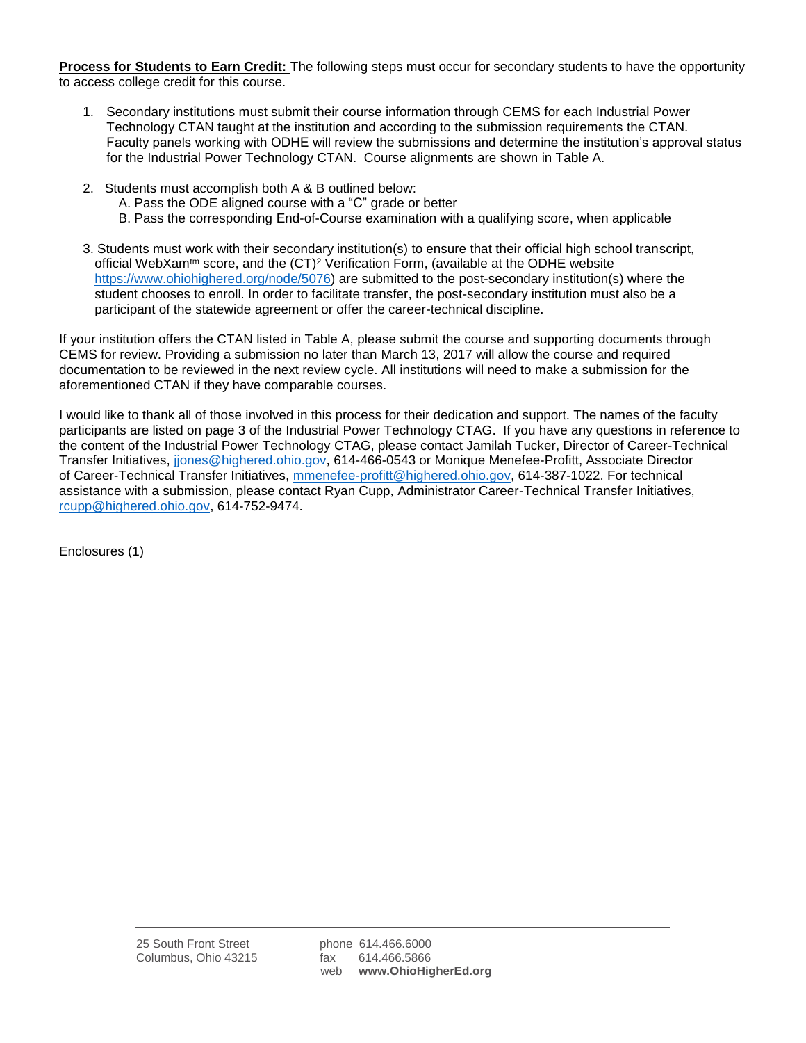**Process for Students to Earn Credit:** The following steps must occur for secondary students to have the opportunity to access college credit for this course.

1. Secondary institutions must submit their course information through CEMS for each Industrial Power Technology CTAN taught at the institution and according to the submission requirements the CTAN. Faculty panels working with ODHE will review the submissions and determine the institution's approval status for the Industrial Power Technology CTAN. Course alignments are shown in Table A.

2. Students must accomplish both A & B outlined below:
   A. Pass the ODE aligned course with a "C" grade or better
   B. Pass the corresponding End-of-Course examination with a qualifying score, when applicable

3. Students must work with their secondary institution(s) to ensure that their official high school transcript, official WebXam™ score, and the (CT)² Verification Form, (available at the ODHE website https://www.ohiohighered.org/node/5076) are submitted to the post-secondary institution(s) where the student chooses to enroll. In order to facilitate transfer, the post-secondary institution must also be a participant of the statewide agreement or offer the career-technical discipline.

If your institution offers the CTAN listed in Table A, please submit the course and supporting documents through CEMS for review. Providing a submission no later than March 13, 2017 will allow the course and required documentation to be reviewed in the next review cycle. All institutions will need to make a submission for the aforementioned CTAN if they have comparable courses.

I would like to thank all of those involved in this process for their dedication and support. The names of the faculty participants are listed on page 3 of the Industrial Power Technology CTAG. If you have any questions in reference to the content of the Industrial Power Technology CTAG, please contact Jamilah Tucker, Director of Career-Technical Transfer Initiatives, jjones@highered.ohio.gov, 614-466-0543 or Monique Menefee-Profitt, Associate Director of Career-Technical Transfer Initiatives, mmenefee-profitt@highered.ohio.gov, 614-387-1022. For technical assistance with a submission, please contact Ryan Cupp, Administrator Career-Technical Transfer Initiatives, rcupp@highered.ohio.gov, 614-752-9474.

Enclosures (1)